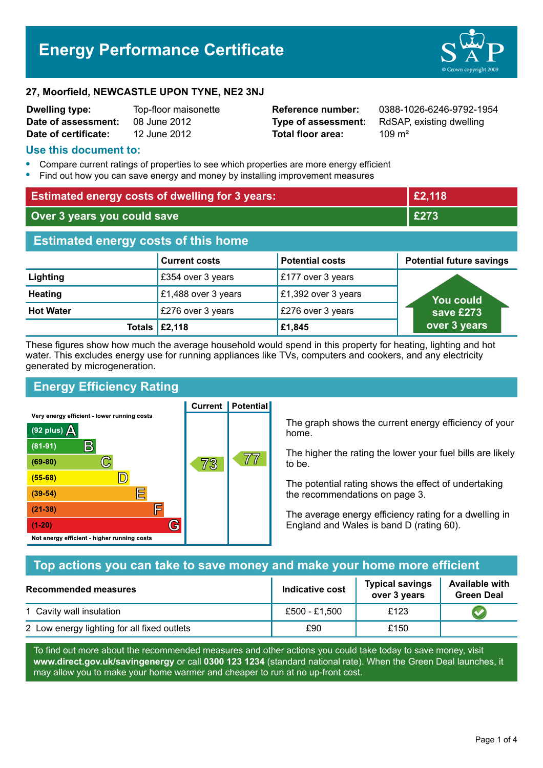# Energy Performance Certificate

**27, Moorfield, NEWCASTLE UPON TYNE, NE2 3NJ**

| | | | |
|---|---|---|---|
| **Dwelling type:** | Top-floor maisonette | **Reference number:** | 0388-1026-6246-9792-1954 |
| **Date of assessment:** | 08 June 2012 | **Type of assessment:** | RdSAP, existing dwelling |
| **Date of certificate:** | 12 June 2012 | **Total floor area:** | 109 m² |

## Use this document to:

- Compare current ratings of properties to see which properties are more energy efficient
- Find out how you can save energy and money by installing improvement measures

| | |
|---|---|
| **Estimated energy costs of dwelling for 3 years:** | **£2,118** |
| **Over 3 years you could save** | **£273** |

## Estimated energy costs of this home

| | Current costs | Potential costs | Potential future savings |
|---|---|---|---|
| **Lighting** | £354 over 3 years | £177 over 3 years | You could save £273 over 3 years |
| **Heating** | £1,488 over 3 years | £1,392 over 3 years | |
| **Hot Water** | £276 over 3 years | £276 over 3 years | |
| **Totals** | **£2,118** | **£1,845** | |

These figures show how much the average household would spend in this property for heating, lighting and hot water. This excludes energy use for running appliances like TVs, computers and cookers, and any electricity generated by microgeneration.

## Energy Efficiency Rating

| Rating band | Current | Potential |
|---|---|---|
| Very energy efficient - lower running costs | | |
| (92 plus) A | | |
| (81-91) B | | |
| (69-80) C | 73 | 77 |
| (55-68) D | | |
| (39-54) E | | |
| (21-38) F | | |
| (1-20) G | | |
| Not energy efficient - higher running costs | | |

The graph shows the current energy efficiency of your home.

The higher the rating the lower your fuel bills are likely to be.

The potential rating shows the effect of undertaking the recommendations on page 3.

The average energy efficiency rating for a dwelling in England and Wales is band D (rating 60).

## Top actions you can take to save money and make your home more efficient

| Recommended measures | Indicative cost | Typical savings over 3 years | Available with Green Deal |
|---|---|---|---|
| 1 Cavity wall insulation | £500 - £1,500 | £123 | ✔ |
| 2 Low energy lighting for all fixed outlets | £90 | £150 | |

To find out more about the recommended measures and other actions you could take today to save money, visit **www.direct.gov.uk/savingenergy** or call **0300 123 1234** (standard national rate). When the Green Deal launches, it may allow you to make your home warmer and cheaper to run at no up-front cost.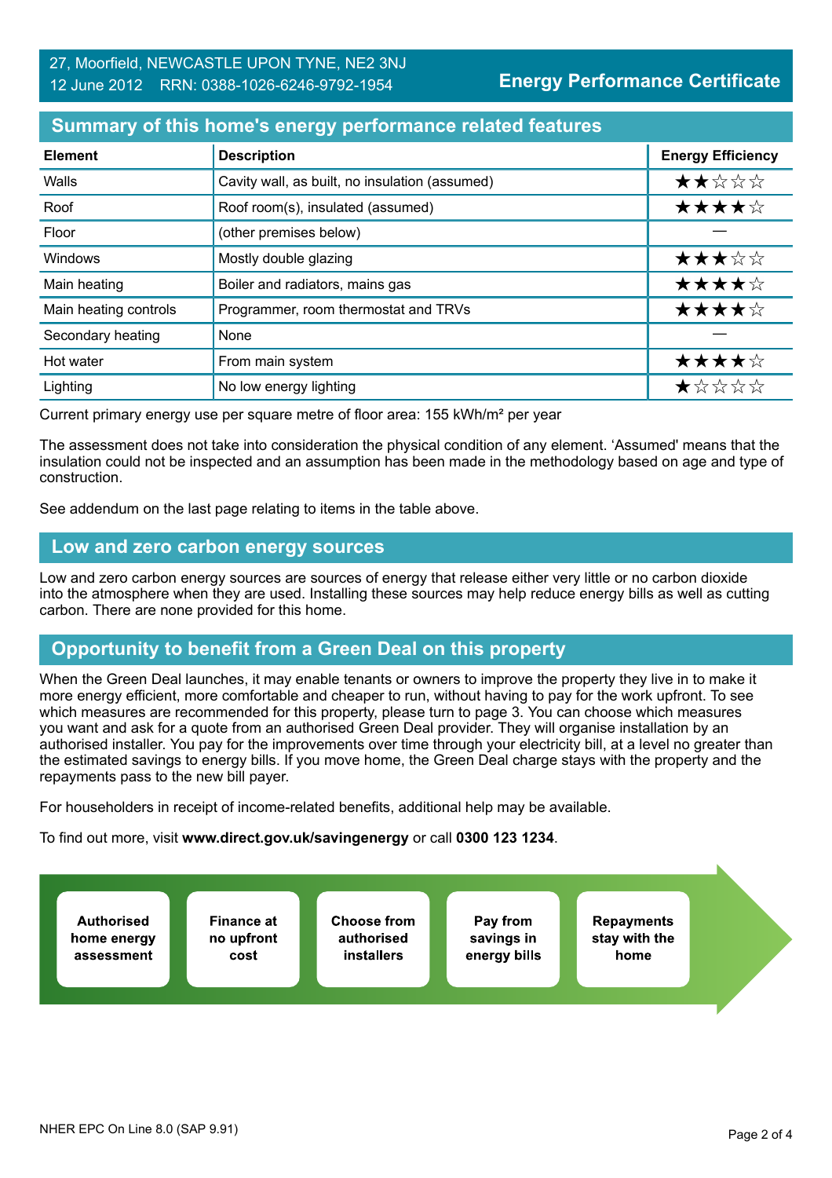27, Moorfield, NEWCASTLE UPON TYNE, NE2 3NJ
12 June 2012 RRN: 0388-1026-6246-9792-1954

**Energy Performance Certificate**

## Summary of this home's energy performance related features

| Element | Description | Energy Efficiency |
|---|---|---|
| Walls | Cavity wall, as built, no insulation (assumed) | ★★☆☆☆ |
| Roof | Roof room(s), insulated (assumed) | ★★★★☆ |
| Floor | (other premises below) | — |
| Windows | Mostly double glazing | ★★★☆☆ |
| Main heating | Boiler and radiators, mains gas | ★★★★☆ |
| Main heating controls | Programmer, room thermostat and TRVs | ★★★★☆ |
| Secondary heating | None | — |
| Hot water | From main system | ★★★★☆ |
| Lighting | No low energy lighting | ★☆☆☆☆ |

Current primary energy use per square metre of floor area: 155 kWh/m² per year

The assessment does not take into consideration the physical condition of any element. 'Assumed' means that the insulation could not be inspected and an assumption has been made in the methodology based on age and type of construction.

See addendum on the last page relating to items in the table above.

## Low and zero carbon energy sources

Low and zero carbon energy sources are sources of energy that release either very little or no carbon dioxide into the atmosphere when they are used. Installing these sources may help reduce energy bills as well as cutting carbon. There are none provided for this home.

## Opportunity to benefit from a Green Deal on this property

When the Green Deal launches, it may enable tenants or owners to improve the property they live in to make it more energy efficient, more comfortable and cheaper to run, without having to pay for the work upfront. To see which measures are recommended for this property, please turn to page 3. You can choose which measures you want and ask for a quote from an authorised Green Deal provider. They will organise installation by an authorised installer. You pay for the improvements over time through your electricity bill, at a level no greater than the estimated savings to energy bills. If you move home, the Green Deal charge stays with the property and the repayments pass to the new bill payer.

For householders in receipt of income-related benefits, additional help may be available.

To find out more, visit **www.direct.gov.uk/savingenergy** or call **0300 123 1234**.

**Authorised home energy assessment** → **Finance at no upfront cost** → **Choose from authorised installers** → **Pay from savings in energy bills** → **Repayments stay with the home**

NHER EPC On Line 8.0 (SAP 9.91)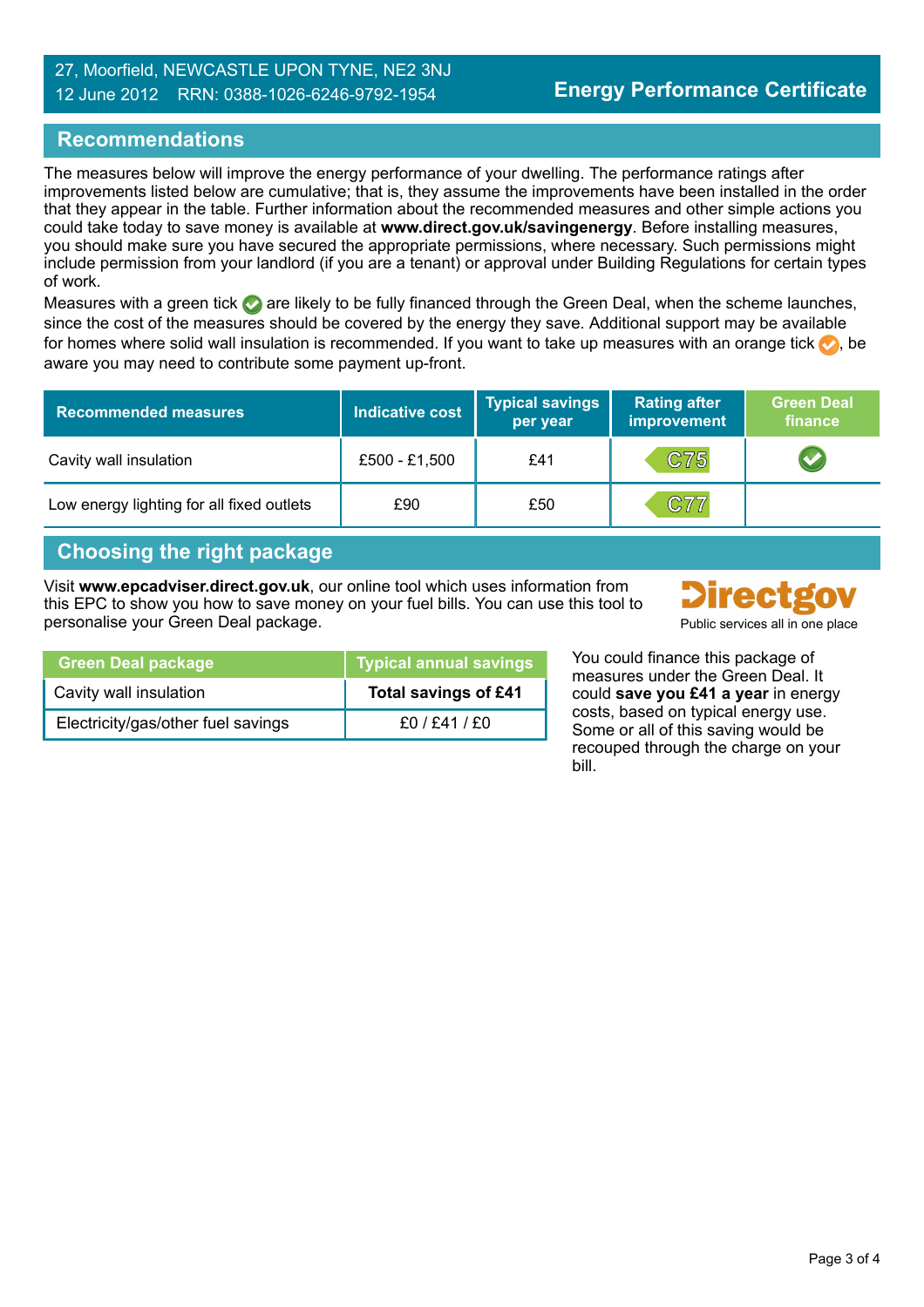27, Moorfield, NEWCASTLE UPON TYNE, NE2 3NJ
12 June 2012 RRN: 0388-1026-6246-9792-1954

**Energy Performance Certificate**

## Recommendations

The measures below will improve the energy performance of your dwelling. The performance ratings after improvements listed below are cumulative; that is, they assume the improvements have been installed in the order that they appear in the table. Further information about the recommended measures and other simple actions you could take today to save money is available at **www.direct.gov.uk/savingenergy**. Before installing measures, you should make sure you have secured the appropriate permissions, where necessary. Such permissions might include permission from your landlord (if you are a tenant) or approval under Building Regulations for certain types of work.

Measures with a green tick ✔ are likely to be fully financed through the Green Deal, when the scheme launches, since the cost of the measures should be covered by the energy they save. Additional support may be available for homes where solid wall insulation is recommended. If you want to take up measures with an orange tick ✔, be aware you may need to contribute some payment up-front.

| Recommended measures | Indicative cost | Typical savings per year | Rating after improvement | Green Deal finance |
|---|---|---|---|---|
| Cavity wall insulation | £500 - £1,500 | £41 | C75 | ✔ |
| Low energy lighting for all fixed outlets | £90 | £50 | C77 | |

## Choosing the right package

Visit **www.epcadviser.direct.gov.uk**, our online tool which uses information from this EPC to show you how to save money on your fuel bills. You can use this tool to personalise your Green Deal package.

Directgov
Public services all in one place

| Green Deal package | Typical annual savings |
|---|---|
| Cavity wall insulation | **Total savings of £41** |
| Electricity/gas/other fuel savings | £0 / £41 / £0 |

You could finance this package of measures under the Green Deal. It could **save you £41 a year** in energy costs, based on typical energy use. Some or all of this saving would be recouped through the charge on your bill.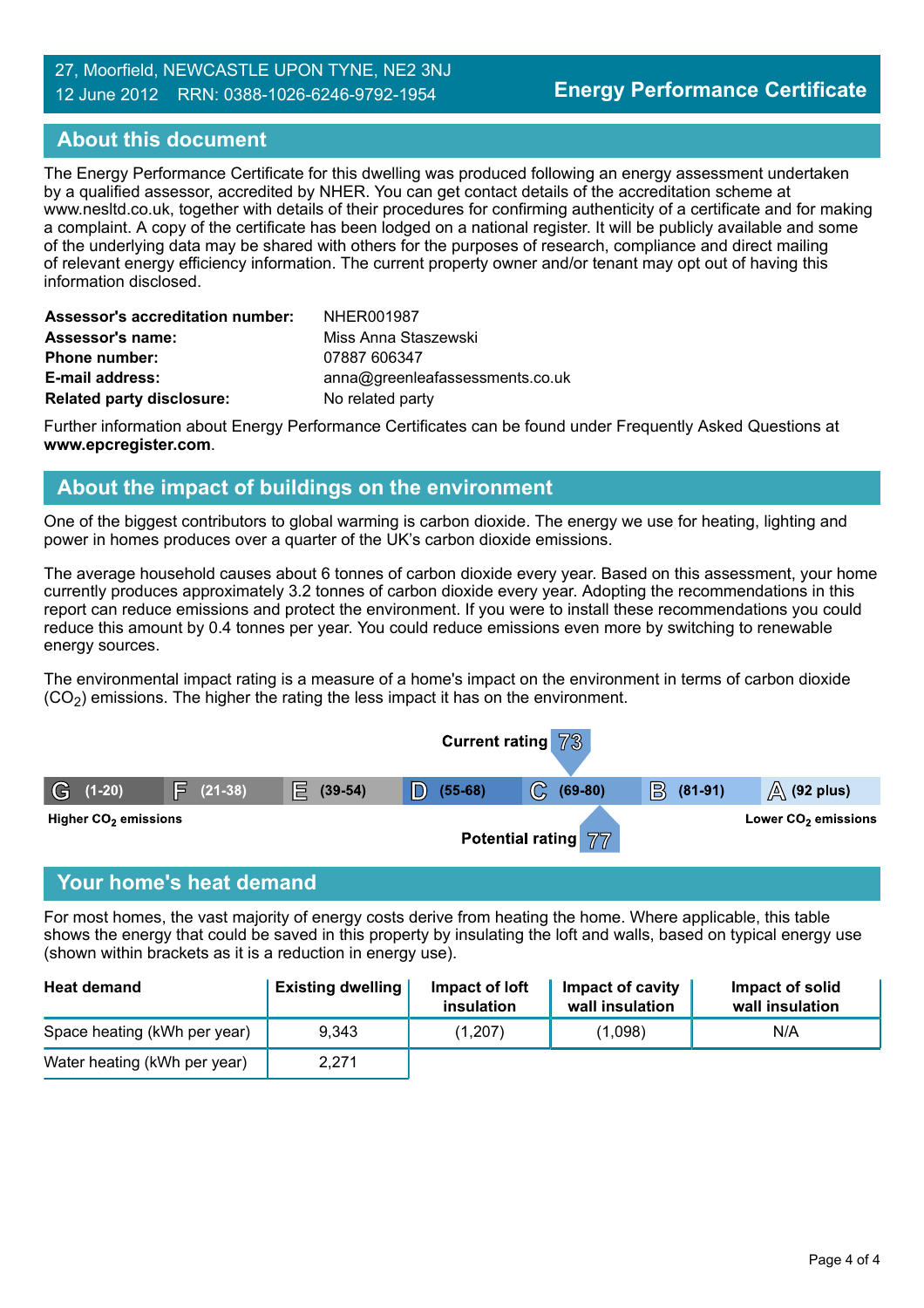27, Moorfield, NEWCASTLE UPON TYNE, NE2 3NJ
12 June 2012 RRN: 0388-1026-6246-9792-1954

**Energy Performance Certificate**

## About this document

The Energy Performance Certificate for this dwelling was produced following an energy assessment undertaken by a qualified assessor, accredited by NHER. You can get contact details of the accreditation scheme at www.nesltd.co.uk, together with details of their procedures for confirming authenticity of a certificate and for making a complaint. A copy of the certificate has been lodged on a national register. It will be publicly available and some of the underlying data may be shared with others for the purposes of research, compliance and direct mailing of relevant energy efficiency information. The current property owner and/or tenant may opt out of having this information disclosed.

| | |
|---|---|
| **Assessor's accreditation number:** | NHER001987 |
| **Assessor's name:** | Miss Anna Staszewski |
| **Phone number:** | 07887 606347 |
| **E-mail address:** | anna@greenleafassessments.co.uk |
| **Related party disclosure:** | No related party |

Further information about Energy Performance Certificates can be found under Frequently Asked Questions at **www.epcregister.com**.

## About the impact of buildings on the environment

One of the biggest contributors to global warming is carbon dioxide. The energy we use for heating, lighting and power in homes produces over a quarter of the UK's carbon dioxide emissions.

The average household causes about 6 tonnes of carbon dioxide every year. Based on this assessment, your home currently produces approximately 3.2 tonnes of carbon dioxide every year. Adopting the recommendations in this report can reduce emissions and protect the environment. If you were to install these recommendations you could reduce this amount by 0.4 tonnes per year. You could reduce emissions even more by switching to renewable energy sources.

The environmental impact rating is a measure of a home's impact on the environment in terms of carbon dioxide ($CO_2$) emissions. The higher the rating the less impact it has on the environment.

Current rating 73

G (1-20) F (21-38) E (39-54) D (55-68) C (69-80) B (81-91) A (92 plus)

Higher $CO_2$ emissions

Lower $CO_2$ emissions

Potential rating 77

## Your home's heat demand

For most homes, the vast majority of energy costs derive from heating the home. Where applicable, this table shows the energy that could be saved in this property by insulating the loft and walls, based on typical energy use (shown within brackets as it is a reduction in energy use).

| Heat demand | Existing dwelling | Impact of loft insulation | Impact of cavity wall insulation | Impact of solid wall insulation |
|---|---|---|---|---|
| Space heating (kWh per year) | 9,343 | (1,207) | (1,098) | N/A |
| Water heating (kWh per year) | 2,271 | | | |